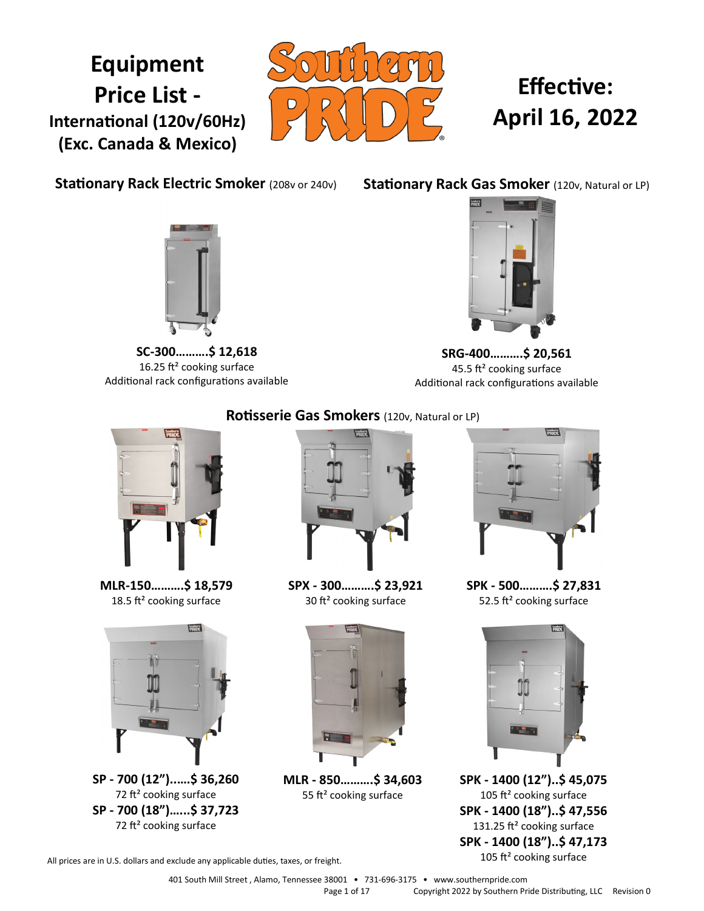# Equipment Price List - International (120v/60Hz) (Exc. Canada & Mexico)

**Effective: April 16, 2022**

## Stationary Rack Electric Smoker (208v or 240v)

**SC-300..........$ 12,618**
16.25 ft² cooking surface
Additional rack configurations available

## Stationary Rack Gas Smoker (120v, Natural or LP)

**SRG-400..........$ 20,561**
45.5 ft² cooking surface
Additional rack configurations available

## Rotisserie Gas Smokers (120v, Natural or LP)

**MLR-150..........$ 18,579**
18.5 ft² cooking surface

**SPX - 300..........$ 23,921**
30 ft² cooking surface

**SPK - 500..........$ 27,831**
52.5 ft² cooking surface

**SP - 700 (12")......$ 36,260**
72 ft² cooking surface

**SP - 700 (18")......$ 37,723**
72 ft² cooking surface

**MLR - 850..........$ 34,603**
55 ft² cooking surface

**SPK - 1400 (12")..$ 45,075**
105 ft² cooking surface

**SPK - 1400 (18")..$ 47,556**
131.25 ft² cooking surface

**SPK - 1400 (18")..$ 47,173**
105 ft² cooking surface

All prices are in U.S. dollars and exclude any applicable duties, taxes, or freight.

401 South Mill Street , Alamo, Tennessee 38001 • 731-696-3175 • www.southernpride.com

Copyright 2022 by Southern Pride Distributing, LLC Revision 0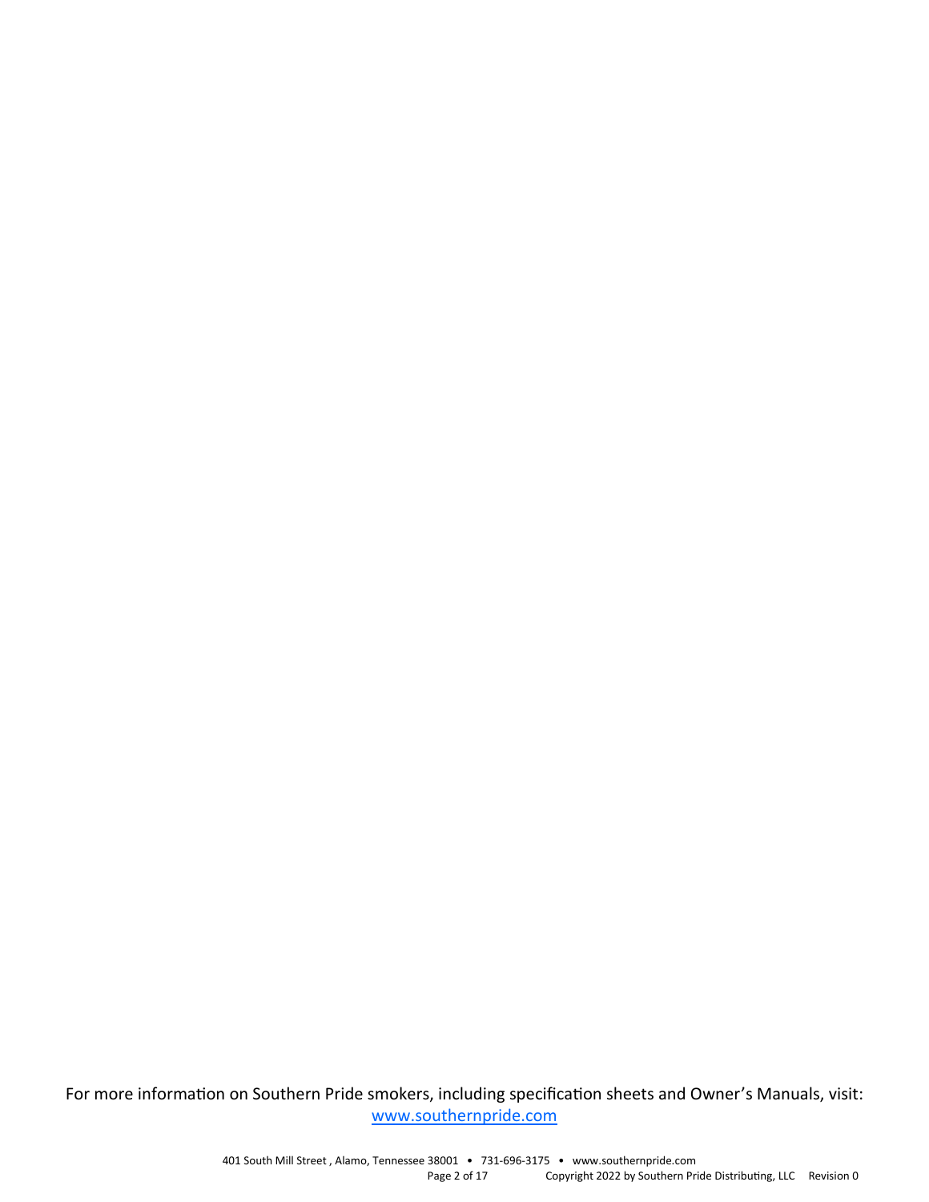For more information on Southern Pride smokers, including specification sheets and Owner's Manuals, visit: www.southernpride.com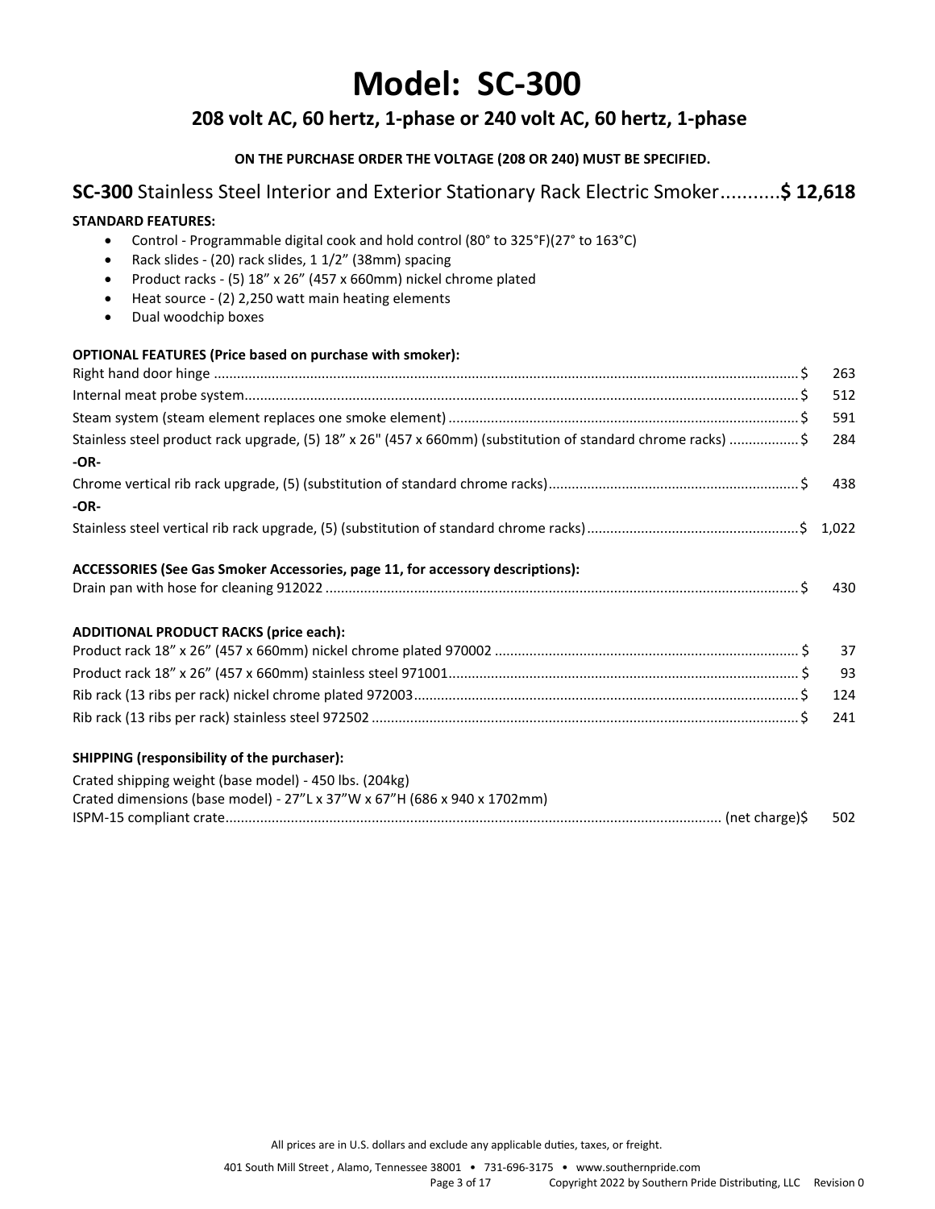# Model: SC-300

## 208 volt AC, 60 hertz, 1-phase or 240 volt AC, 60 hertz, 1-phase

**ON THE PURCHASE ORDER THE VOLTAGE (208 OR 240) MUST BE SPECIFIED.**

## **SC-300** Stainless Steel Interior and Exterior Stationary Rack Electric Smoker...........**$ 12,618**

**STANDARD FEATURES:**

- Control - Programmable digital cook and hold control (80° to 325°F)(27° to 163°C)
- Rack slides - (20) rack slides, 1 1/2" (38mm) spacing
- Product racks - (5) 18" x 26" (457 x 660mm) nickel chrome plated
- Heat source - (2) 2,250 watt main heating elements
- Dual woodchip boxes

**OPTIONAL FEATURES (Price based on purchase with smoker):**

| Item | Price |
|---|---|
| Right hand door hinge | $ 263 |
| Internal meat probe system | $ 512 |
| Steam system (steam element replaces one smoke element) | $ 591 |
| Stainless steel product rack upgrade, (5) 18" x 26" (457 x 660mm) (substitution of standard chrome racks) | $ 284 |
| **-OR-** | |
| Chrome vertical rib rack upgrade, (5) (substitution of standard chrome racks) | $ 438 |
| **-OR-** | |
| Stainless steel vertical rib rack upgrade, (5) (substitution of standard chrome racks) | $ 1,022 |

**ACCESSORIES (See Gas Smoker Accessories, page 11, for accessory descriptions):**

| Item | Price |
|---|---|
| Drain pan with hose for cleaning 912022 | $ 430 |

**ADDITIONAL PRODUCT RACKS (price each):**

| Item | Price |
|---|---|
| Product rack 18" x 26" (457 x 660mm) nickel chrome plated 970002 | $ 37 |
| Product rack 18" x 26" (457 x 660mm) stainless steel 971001 | $ 93 |
| Rib rack (13 ribs per rack) nickel chrome plated 972003 | $ 124 |
| Rib rack (13 ribs per rack) stainless steel 972502 | $ 241 |

**SHIPPING (responsibility of the purchaser):**

Crated shipping weight (base model) - 450 lbs. (204kg)
Crated dimensions (base model) - 27"L x 37"W x 67"H (686 x 940 x 1702mm)

| Item | Price |
|---|---|
| ISPM-15 compliant crate | (net charge)$ 502 |

All prices are in U.S. dollars and exclude any applicable duties, taxes, or freight.

401 South Mill Street , Alamo, Tennessee 38001 • 731-696-3175 • www.southernpride.com

Copyright 2022 by Southern Pride Distributing, LLC Revision 0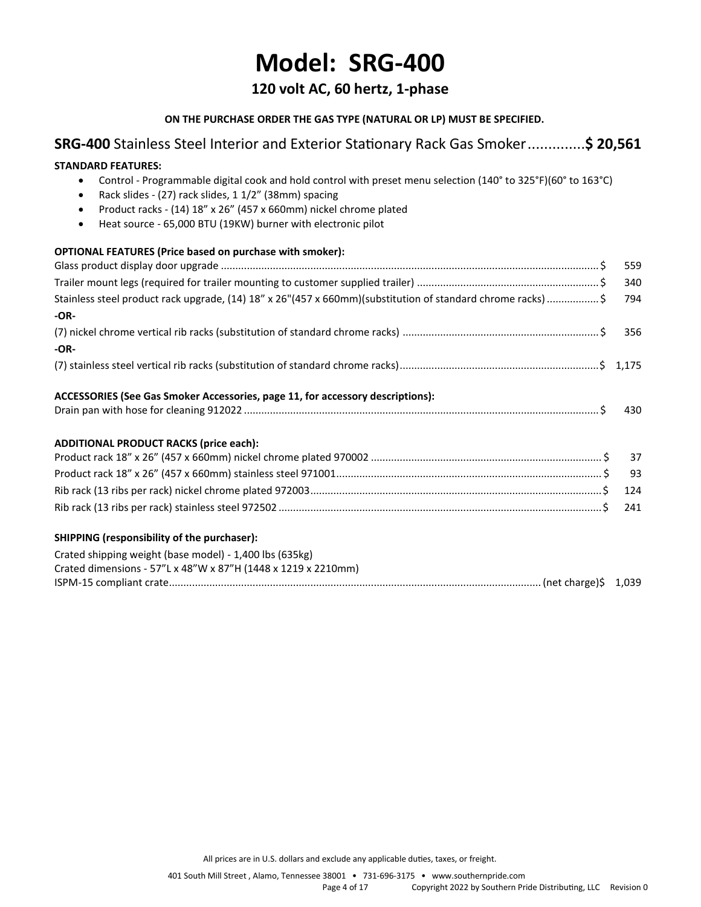# Model: SRG-400

## 120 volt AC, 60 hertz, 1-phase

**ON THE PURCHASE ORDER THE GAS TYPE (NATURAL OR LP) MUST BE SPECIFIED.**

### **SRG-400** Stainless Steel Interior and Exterior Stationary Rack Gas Smoker .............. **$ 20,561**

**STANDARD FEATURES:**

- Control - Programmable digital cook and hold control with preset menu selection (140° to 325°F)(60° to 163°C)
- Rack slides - (27) rack slides, 1 1/2" (38mm) spacing
- Product racks - (14) 18" x 26" (457 x 660mm) nickel chrome plated
- Heat source - 65,000 BTU (19KW) burner with electronic pilot

**OPTIONAL FEATURES (Price based on purchase with smoker):**

Glass product display door upgrade .................................................. $ 559

Trailer mount legs (required for trailer mounting to customer supplied trailer) .................................................. $ 340

Stainless steel product rack upgrade, (14) 18" x 26"(457 x 660mm)(substitution of standard chrome racks) .................. $ 794

**-OR-**

(7) nickel chrome vertical rib racks (substitution of standard chrome racks) .................................................. $ 356

**-OR-**

(7) stainless steel vertical rib racks (substitution of standard chrome racks) .................................................. $ 1,175

**ACCESSORIES (See Gas Smoker Accessories, page 11, for accessory descriptions):**

Drain pan with hose for cleaning 912022 .................................................. $ 430

**ADDITIONAL PRODUCT RACKS (price each):**

Product rack 18" x 26" (457 x 660mm) nickel chrome plated 970002 .................................................. $ 37

Product rack 18" x 26" (457 x 660mm) stainless steel 971001 .................................................. $ 93

Rib rack (13 ribs per rack) nickel chrome plated 972003 .................................................. $ 124

Rib rack (13 ribs per rack) stainless steel 972502 .................................................. $ 241

**SHIPPING (responsibility of the purchaser):**

Crated shipping weight (base model) - 1,400 lbs (635kg)
Crated dimensions - 57"L x 48"W x 87"H (1448 x 1219 x 2210mm)
ISPM-15 compliant crate .................................................. (net charge) $ 1,039

All prices are in U.S. dollars and exclude any applicable duties, taxes, or freight.

401 South Mill Street , Alamo, Tennessee 38001 • 731-696-3175 • www.southernpride.com

Copyright 2022 by Southern Pride Distributing, LLC Revision 0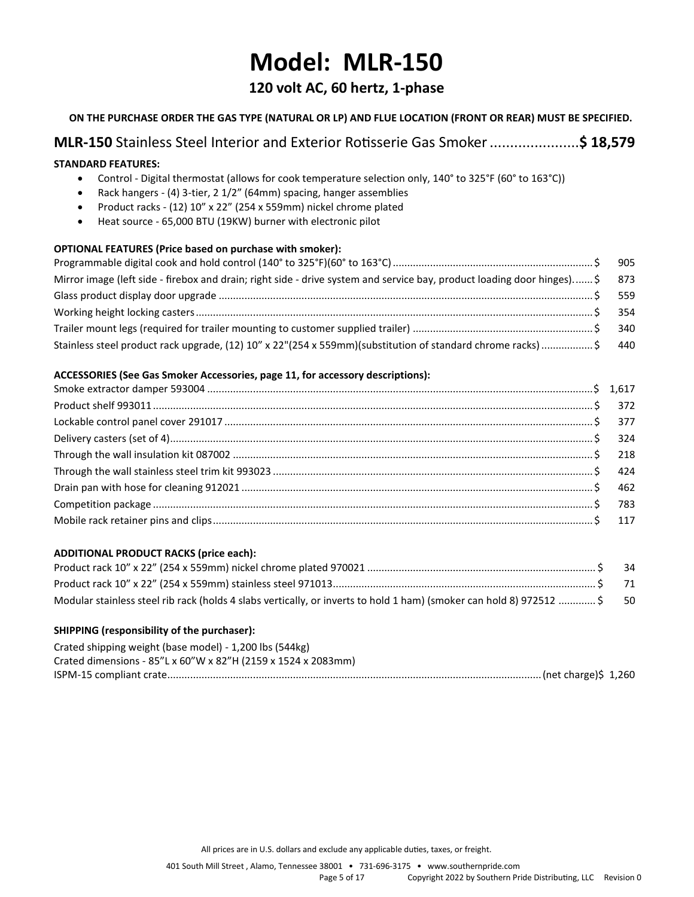# Model: MLR-150

## 120 volt AC, 60 hertz, 1-phase

**ON THE PURCHASE ORDER THE GAS TYPE (NATURAL OR LP) AND FLUE LOCATION (FRONT OR REAR) MUST BE SPECIFIED.**

### **MLR-150** Stainless Steel Interior and Exterior Rotisserie Gas Smoker ...................... **$ 18,579**

**STANDARD FEATURES:**

- Control - Digital thermostat (allows for cook temperature selection only, 140° to 325°F (60° to 163°C))
- Rack hangers - (4) 3-tier, 2 1/2” (64mm) spacing, hanger assemblies
- Product racks - (12) 10” x 22” (254 x 559mm) nickel chrome plated
- Heat source - 65,000 BTU (19KW) burner with electronic pilot

**OPTIONAL FEATURES (Price based on purchase with smoker):**

| Item | Price |
|---|---|
| Programmable digital cook and hold control (140° to 325°F)(60° to 163°C) | $ 905 |
| Mirror image (left side - firebox and drain; right side - drive system and service bay, product loading door hinges). | $ 873 |
| Glass product display door upgrade | $ 559 |
| Working height locking casters | $ 354 |
| Trailer mount legs (required for trailer mounting to customer supplied trailer) | $ 340 |
| Stainless steel product rack upgrade, (12) 10” x 22"(254 x 559mm)(substitution of standard chrome racks) | $ 440 |

**ACCESSORIES (See Gas Smoker Accessories, page 11, for accessory descriptions):**

| Item | Price |
|---|---|
| Smoke extractor damper 593004 | $ 1,617 |
| Product shelf 993011 | $ 372 |
| Lockable control panel cover 291017 | $ 377 |
| Delivery casters (set of 4) | $ 324 |
| Through the wall insulation kit 087002 | $ 218 |
| Through the wall stainless steel trim kit 993023 | $ 424 |
| Drain pan with hose for cleaning 912021 | $ 462 |
| Competition package | $ 783 |
| Mobile rack retainer pins and clips | $ 117 |

**ADDITIONAL PRODUCT RACKS (price each):**

| Item | Price |
|---|---|
| Product rack 10” x 22” (254 x 559mm) nickel chrome plated 970021 | $ 34 |
| Product rack 10” x 22” (254 x 559mm) stainless steel 971013 | $ 71 |
| Modular stainless steel rib rack (holds 4 slabs vertically, or inverts to hold 1 ham) (smoker can hold 8) 972512 | $ 50 |

**SHIPPING (responsibility of the purchaser):**

Crated shipping weight (base model) - 1,200 lbs (544kg)
Crated dimensions - 85”L x 60”W x 82”H (2159 x 1524 x 2083mm)
ISPM-15 compliant crate .................................................. (net charge)$ 1,260

All prices are in U.S. dollars and exclude any applicable duties, taxes, or freight.

401 South Mill Street , Alamo, Tennessee 38001 • 731-696-3175 • www.southernpride.com
Copyright 2022 by Southern Pride Distributing, LLC Revision 0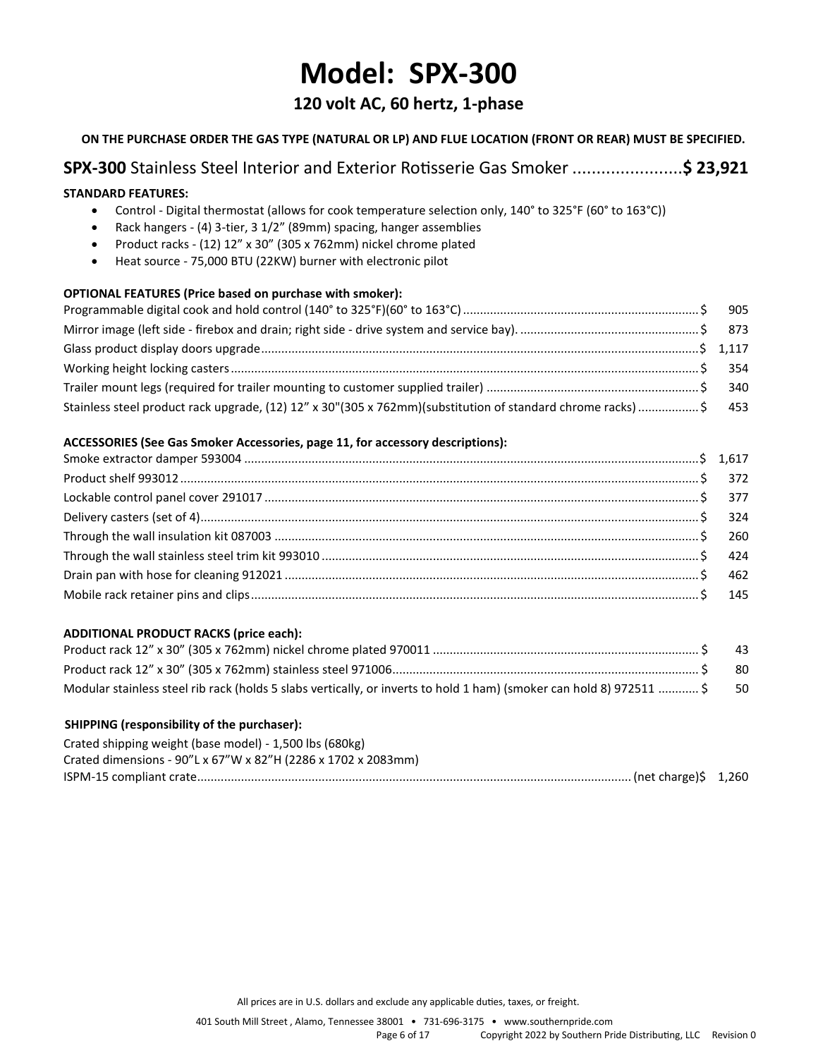# Model: SPX-300

## 120 volt AC, 60 hertz, 1-phase

**ON THE PURCHASE ORDER THE GAS TYPE (NATURAL OR LP) AND FLUE LOCATION (FRONT OR REAR) MUST BE SPECIFIED.**

**SPX-300** Stainless Steel Interior and Exterior Rotisserie Gas Smoker ....................... **$ 23,921**

**STANDARD FEATURES:**

- Control - Digital thermostat (allows for cook temperature selection only, 140° to 325°F (60° to 163°C))
- Rack hangers - (4) 3-tier, 3 1/2" (89mm) spacing, hanger assemblies
- Product racks - (12) 12" x 30" (305 x 762mm) nickel chrome plated
- Heat source - 75,000 BTU (22KW) burner with electronic pilot

**OPTIONAL FEATURES (Price based on purchase with smoker):**

| Item | Price |
|---|---|
| Programmable digital cook and hold control (140° to 325°F)(60° to 163°C) | $ 905 |
| Mirror image (left side - firebox and drain; right side - drive system and service bay). | $ 873 |
| Glass product display doors upgrade | $ 1,117 |
| Working height locking casters | $ 354 |
| Trailer mount legs (required for trailer mounting to customer supplied trailer) | $ 340 |
| Stainless steel product rack upgrade, (12) 12" x 30"(305 x 762mm)(substitution of standard chrome racks) | $ 453 |

**ACCESSORIES (See Gas Smoker Accessories, page 11, for accessory descriptions):**

| Item | Price |
|---|---|
| Smoke extractor damper 593004 | $ 1,617 |
| Product shelf 993012 | $ 372 |
| Lockable control panel cover 291017 | $ 377 |
| Delivery casters (set of 4) | $ 324 |
| Through the wall insulation kit 087003 | $ 260 |
| Through the wall stainless steel trim kit 993010 | $ 424 |
| Drain pan with hose for cleaning 912021 | $ 462 |
| Mobile rack retainer pins and clips | $ 145 |

**ADDITIONAL PRODUCT RACKS (price each):**

| Item | Price |
|---|---|
| Product rack 12" x 30" (305 x 762mm) nickel chrome plated 970011 | $ 43 |
| Product rack 12" x 30" (305 x 762mm) stainless steel 971006 | $ 80 |
| Modular stainless steel rib rack (holds 5 slabs vertically, or inverts to hold 1 ham) (smoker can hold 8) 972511 | $ 50 |

**SHIPPING (responsibility of the purchaser):**

Crated shipping weight (base model) - 1,500 lbs (680kg)
Crated dimensions - 90"L x 67"W x 82"H (2286 x 1702 x 2083mm)
ISPM-15 compliant crate .................................................. (net charge)$ 1,260

All prices are in U.S. dollars and exclude any applicable duties, taxes, or freight.

401 South Mill Street , Alamo, Tennessee 38001 • 731-696-3175 • www.southernpride.com

Copyright 2022 by Southern Pride Distributing, LLC Revision 0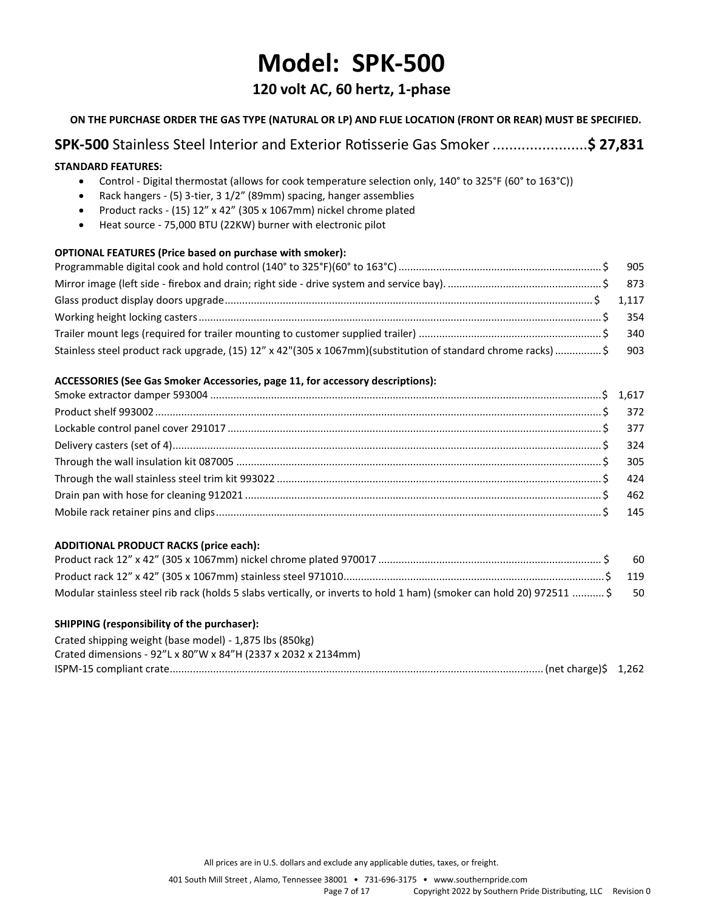# Model: SPK-500

## 120 volt AC, 60 hertz, 1-phase

**ON THE PURCHASE ORDER THE GAS TYPE (NATURAL OR LP) AND FLUE LOCATION (FRONT OR REAR) MUST BE SPECIFIED.**

**SPK-500** Stainless Steel Interior and Exterior Rotisserie Gas Smoker ....................... **$ 27,831**

**STANDARD FEATURES:**

- Control - Digital thermostat (allows for cook temperature selection only, 140° to 325°F (60° to 163°C))
- Rack hangers - (5) 3-tier, 3 1/2" (89mm) spacing, hanger assemblies
- Product racks - (15) 12" x 42" (305 x 1067mm) nickel chrome plated
- Heat source - 75,000 BTU (22KW) burner with electronic pilot

**OPTIONAL FEATURES (Price based on purchase with smoker):**

| Item | Price |
|---|---|
| Programmable digital cook and hold control (140° to 325°F)(60° to 163°C) | $ 905 |
| Mirror image (left side - firebox and drain; right side - drive system and service bay). | $ 873 |
| Glass product display doors upgrade | $ 1,117 |
| Working height locking casters | $ 354 |
| Trailer mount legs (required for trailer mounting to customer supplied trailer) | $ 340 |
| Stainless steel product rack upgrade, (15) 12" x 42"(305 x 1067mm)(substitution of standard chrome racks) | $ 903 |

**ACCESSORIES (See Gas Smoker Accessories, page 11, for accessory descriptions):**

| Item | Price |
|---|---|
| Smoke extractor damper 593004 | $ 1,617 |
| Product shelf 993002 | $ 372 |
| Lockable control panel cover 291017 | $ 377 |
| Delivery casters (set of 4) | $ 324 |
| Through the wall insulation kit 087005 | $ 305 |
| Through the wall stainless steel trim kit 993022 | $ 424 |
| Drain pan with hose for cleaning 912021 | $ 462 |
| Mobile rack retainer pins and clips | $ 145 |

**ADDITIONAL PRODUCT RACKS (price each):**

| Item | Price |
|---|---|
| Product rack 12" x 42" (305 x 1067mm) nickel chrome plated 970017 | $ 60 |
| Product rack 12" x 42" (305 x 1067mm) stainless steel 971010 | $ 119 |
| Modular stainless steel rib rack (holds 5 slabs vertically, or inverts to hold 1 ham) (smoker can hold 20) 972511 | $ 50 |

**SHIPPING (responsibility of the purchaser):**

Crated shipping weight (base model) - 1,875 lbs (850kg)
Crated dimensions - 92"L x 80"W x 84"H (2337 x 2032 x 2134mm)
ISPM-15 compliant crate ................................ (net charge)$ 1,262

All prices are in U.S. dollars and exclude any applicable duties, taxes, or freight.

401 South Mill Street , Alamo, Tennessee 38001 • 731-696-3175 • www.southernpride.com
Copyright 2022 by Southern Pride Distributing, LLC Revision 0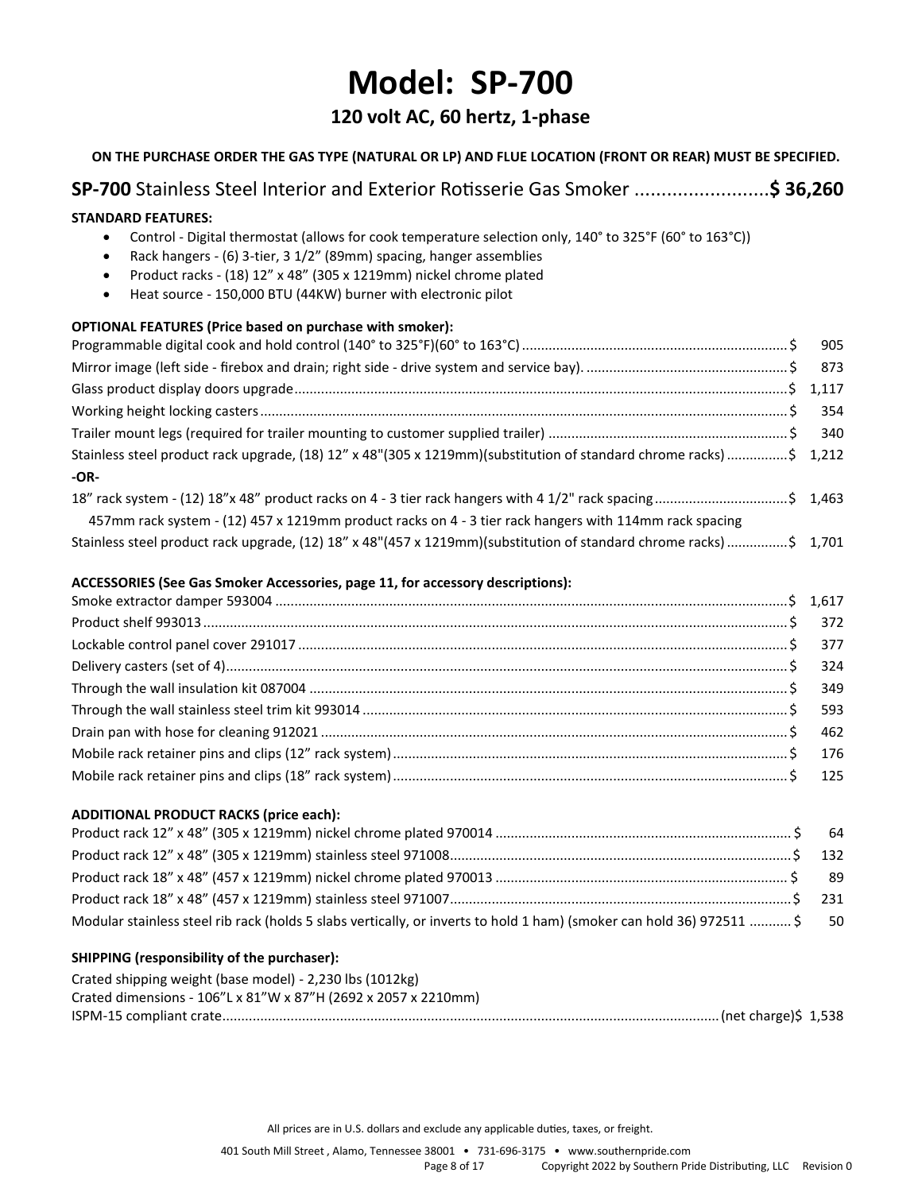# Model: SP-700

## 120 volt AC, 60 hertz, 1-phase

**ON THE PURCHASE ORDER THE GAS TYPE (NATURAL OR LP) AND FLUE LOCATION (FRONT OR REAR) MUST BE SPECIFIED.**

## **SP-700** Stainless Steel Interior and Exterior Rotisserie Gas Smoker ......................... **$ 36,260**

**STANDARD FEATURES:**

- Control - Digital thermostat (allows for cook temperature selection only, 140° to 325°F (60° to 163°C))
- Rack hangers - (6) 3-tier, 3 1/2” (89mm) spacing, hanger assemblies
- Product racks - (18) 12” x 48” (305 x 1219mm) nickel chrome plated
- Heat source - 150,000 BTU (44KW) burner with electronic pilot

**OPTIONAL FEATURES (Price based on purchase with smoker):**

Programmable digital cook and hold control (140° to 325°F)(60° to 163°C) ........ $ 905
Mirror image (left side - firebox and drain; right side - drive system and service bay). ........ $ 873
Glass product display doors upgrade ........ $ 1,117
Working height locking casters ........ $ 354
Trailer mount legs (required for trailer mounting to customer supplied trailer) ........ $ 340
Stainless steel product rack upgrade, (18) 12” x 48"(305 x 1219mm)(substitution of standard chrome racks) ........ $ 1,212
**-OR-**
18” rack system - (12) 18”x 48” product racks on 4 - 3 tier rack hangers with 4 1/2" rack spacing ........ $ 1,463
457mm rack system - (12) 457 x 1219mm product racks on 4 - 3 tier rack hangers with 114mm rack spacing
Stainless steel product rack upgrade, (12) 18” x 48"(457 x 1219mm)(substitution of standard chrome racks) ........ $ 1,701

**ACCESSORIES (See Gas Smoker Accessories, page 11, for accessory descriptions):**

Smoke extractor damper 593004 ........ $ 1,617
Product shelf 993013 ........ $ 372
Lockable control panel cover 291017 ........ $ 377
Delivery casters (set of 4) ........ $ 324
Through the wall insulation kit 087004 ........ $ 349
Through the wall stainless steel trim kit 993014 ........ $ 593
Drain pan with hose for cleaning 912021 ........ $ 462
Mobile rack retainer pins and clips (12” rack system) ........ $ 176
Mobile rack retainer pins and clips (18” rack system) ........ $ 125

**ADDITIONAL PRODUCT RACKS (price each):**

Product rack 12” x 48” (305 x 1219mm) nickel chrome plated 970014 ........ $ 64
Product rack 12” x 48” (305 x 1219mm) stainless steel 971008 ........ $ 132
Product rack 18” x 48” (457 x 1219mm) nickel chrome plated 970013 ........ $ 89
Product rack 18” x 48” (457 x 1219mm) stainless steel 971007 ........ $ 231
Modular stainless steel rib rack (holds 5 slabs vertically, or inverts to hold 1 ham) (smoker can hold 36) 972511 ........ $ 50

**SHIPPING (responsibility of the purchaser):**

Crated shipping weight (base model) - 2,230 lbs (1012kg)
Crated dimensions - 106”L x 81”W x 87”H (2692 x 2057 x 2210mm)
ISPM-15 compliant crate ........ (net charge) $ 1,538

All prices are in U.S. dollars and exclude any applicable duties, taxes, or freight.

401 South Mill Street , Alamo, Tennessee 38001 • 731-696-3175 • www.southernpride.com
Copyright 2022 by Southern Pride Distributing, LLC Revision 0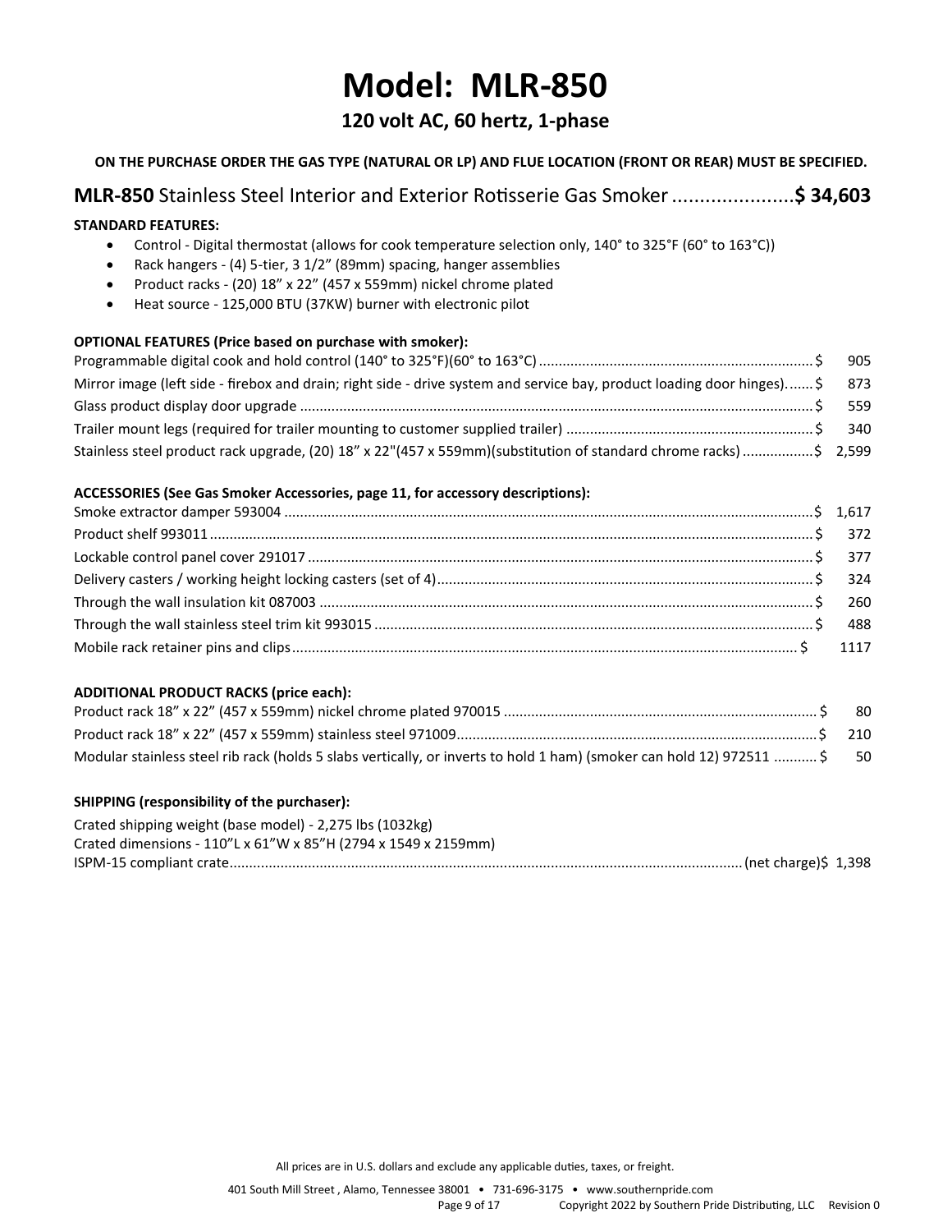# Model: MLR-850

## 120 volt AC, 60 hertz, 1-phase

**ON THE PURCHASE ORDER THE GAS TYPE (NATURAL OR LP) AND FLUE LOCATION (FRONT OR REAR) MUST BE SPECIFIED.**

**MLR-850** Stainless Steel Interior and Exterior Rotisserie Gas Smoker ...................... **$ 34,603**

**STANDARD FEATURES:**

- Control - Digital thermostat (allows for cook temperature selection only, 140° to 325°F (60° to 163°C))
- Rack hangers - (4) 5-tier, 3 1/2" (89mm) spacing, hanger assemblies
- Product racks - (20) 18" x 22" (457 x 559mm) nickel chrome plated
- Heat source - 125,000 BTU (37KW) burner with electronic pilot

**OPTIONAL FEATURES (Price based on purchase with smoker):**

Programmable digital cook and hold control (140° to 325°F)(60° to 163°C) ...................... $ 905
Mirror image (left side - firebox and drain; right side - drive system and service bay, product loading door hinges). ...... $ 873
Glass product display door upgrade ...................... $ 559
Trailer mount legs (required for trailer mounting to customer supplied trailer) ...................... $ 340
Stainless steel product rack upgrade, (20) 18" x 22"(457 x 559mm)(substitution of standard chrome racks) ................. $ 2,599

**ACCESSORIES (See Gas Smoker Accessories, page 11, for accessory descriptions):**

Smoke extractor damper 593004 ...................... $ 1,617
Product shelf 993011 ...................... $ 372
Lockable control panel cover 291017 ...................... $ 377
Delivery casters / working height locking casters (set of 4) ...................... $ 324
Through the wall insulation kit 087003 ...................... $ 260
Through the wall stainless steel trim kit 993015 ...................... $ 488
Mobile rack retainer pins and clips ...................... $ 1117

**ADDITIONAL PRODUCT RACKS (price each):**

Product rack 18" x 22" (457 x 559mm) nickel chrome plated 970015 ...................... $ 80
Product rack 18" x 22" (457 x 559mm) stainless steel 971009 ...................... $ 210
Modular stainless steel rib rack (holds 5 slabs vertically, or inverts to hold 1 ham) (smoker can hold 12) 972511 .......... $ 50

**SHIPPING (responsibility of the purchaser):**

Crated shipping weight (base model) - 2,275 lbs (1032kg)
Crated dimensions - 110"L x 61"W x 85"H (2794 x 1549 x 2159mm)
ISPM-15 compliant crate ...................... (net charge)$ 1,398

All prices are in U.S. dollars and exclude any applicable duties, taxes, or freight.

401 South Mill Street , Alamo, Tennessee 38001 • 731-696-3175 • www.southernpride.com

Copyright 2022 by Southern Pride Distributing, LLC Revision 0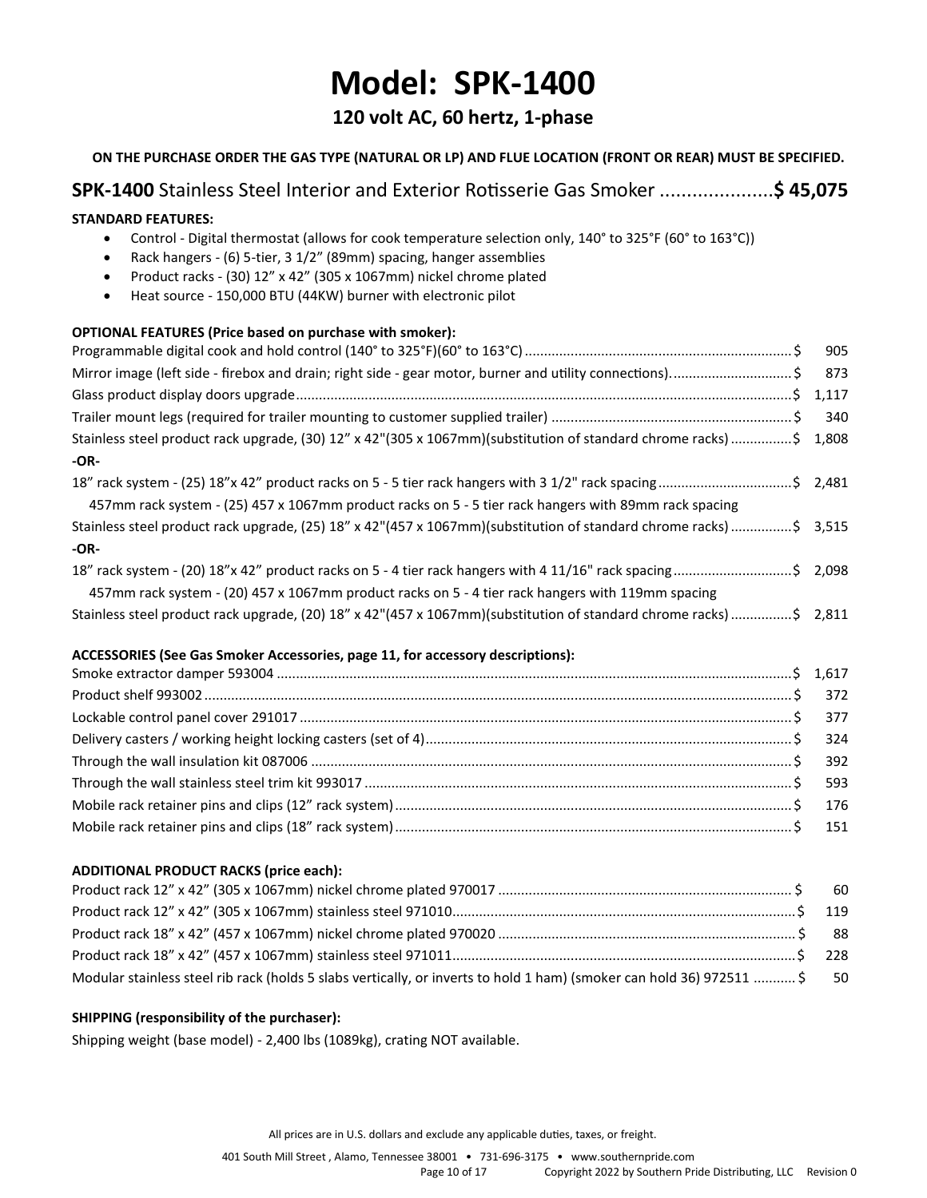# Model: SPK-1400

## 120 volt AC, 60 hertz, 1-phase

**ON THE PURCHASE ORDER THE GAS TYPE (NATURAL OR LP) AND FLUE LOCATION (FRONT OR REAR) MUST BE SPECIFIED.**

### **SPK-1400** Stainless Steel Interior and Exterior Rotisserie Gas Smoker ..................... **$ 45,075**

**STANDARD FEATURES:**

- Control - Digital thermostat (allows for cook temperature selection only, 140° to 325°F (60° to 163°C))
- Rack hangers - (6) 5-tier, 3 1/2" (89mm) spacing, hanger assemblies
- Product racks - (30) 12" x 42" (305 x 1067mm) nickel chrome plated
- Heat source - 150,000 BTU (44KW) burner with electronic pilot

**OPTIONAL FEATURES (Price based on purchase with smoker):**

| Item | Price |
|---|---|
| Programmable digital cook and hold control (140° to 325°F)(60° to 163°C) | $ 905 |
| Mirror image (left side - firebox and drain; right side - gear motor, burner and utility connections). | $ 873 |
| Glass product display doors upgrade | $ 1,117 |
| Trailer mount legs (required for trailer mounting to customer supplied trailer) | $ 340 |
| Stainless steel product rack upgrade, (30) 12" x 42"(305 x 1067mm)(substitution of standard chrome racks) | $ 1,808 |
| **-OR-** | |
| 18" rack system - (25) 18"x 42" product racks on 5 - 5 tier rack hangers with 3 1/2" rack spacing<br>457mm rack system - (25) 457 x 1067mm product racks on 5 - 5 tier rack hangers with 89mm rack spacing | $ 2,481 |
| Stainless steel product rack upgrade, (25) 18" x 42"(457 x 1067mm)(substitution of standard chrome racks) | $ 3,515 |
| **-OR-** | |
| 18" rack system - (20) 18"x 42" product racks on 5 - 4 tier rack hangers with 4 11/16" rack spacing<br>457mm rack system - (20) 457 x 1067mm product racks on 5 - 4 tier rack hangers with 119mm spacing | $ 2,098 |
| Stainless steel product rack upgrade, (20) 18" x 42"(457 x 1067mm)(substitution of standard chrome racks) | $ 2,811 |

**ACCESSORIES (See Gas Smoker Accessories, page 11, for accessory descriptions):**

| Item | Price |
|---|---|
| Smoke extractor damper 593004 | $ 1,617 |
| Product shelf 993002 | $ 372 |
| Lockable control panel cover 291017 | $ 377 |
| Delivery casters / working height locking casters (set of 4) | $ 324 |
| Through the wall insulation kit 087006 | $ 392 |
| Through the wall stainless steel trim kit 993017 | $ 593 |
| Mobile rack retainer pins and clips (12" rack system) | $ 176 |
| Mobile rack retainer pins and clips (18" rack system) | $ 151 |

**ADDITIONAL PRODUCT RACKS (price each):**

| Item | Price |
|---|---|
| Product rack 12" x 42" (305 x 1067mm) nickel chrome plated 970017 | $ 60 |
| Product rack 12" x 42" (305 x 1067mm) stainless steel 971010 | $ 119 |
| Product rack 18" x 42" (457 x 1067mm) nickel chrome plated 970020 | $ 88 |
| Product rack 18" x 42" (457 x 1067mm) stainless steel 971011 | $ 228 |
| Modular stainless steel rib rack (holds 5 slabs vertically, or inverts to hold 1 ham) (smoker can hold 36) 972511 | $ 50 |

**SHIPPING (responsibility of the purchaser):**

Shipping weight (base model) - 2,400 lbs (1089kg), crating NOT available.

All prices are in U.S. dollars and exclude any applicable duties, taxes, or freight.

401 South Mill Street , Alamo, Tennessee 38001 • 731-696-3175 • www.southernpride.com

Copyright 2022 by Southern Pride Distributing, LLC Revision 0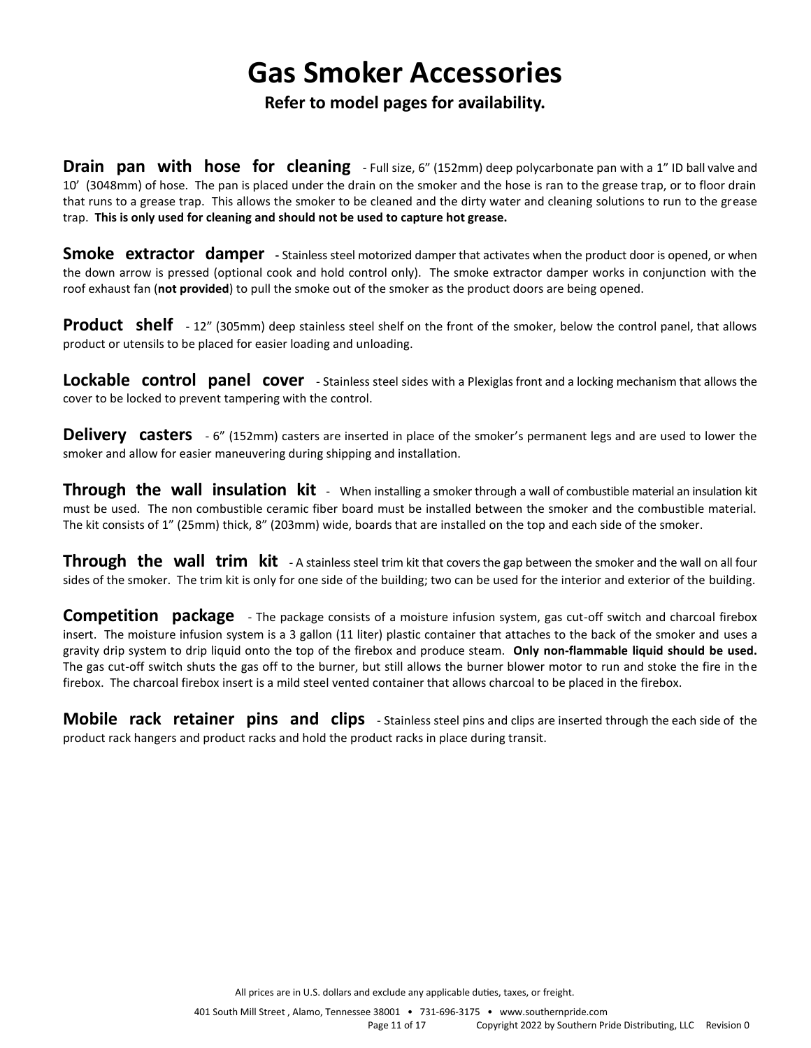# Gas Smoker Accessories

**Refer to model pages for availability.**

**Drain pan with hose for cleaning** - Full size, 6" (152mm) deep polycarbonate pan with a 1" ID ball valve and 10' (3048mm) of hose. The pan is placed under the drain on the smoker and the hose is ran to the grease trap, or to floor drain that runs to a grease trap. This allows the smoker to be cleaned and the dirty water and cleaning solutions to run to the grease trap. **This is only used for cleaning and should not be used to capture hot grease.**

**Smoke extractor damper** - Stainless steel motorized damper that activates when the product door is opened, or when the down arrow is pressed (optional cook and hold control only). The smoke extractor damper works in conjunction with the roof exhaust fan (**not provided**) to pull the smoke out of the smoker as the product doors are being opened.

**Product shelf** - 12" (305mm) deep stainless steel shelf on the front of the smoker, below the control panel, that allows product or utensils to be placed for easier loading and unloading.

**Lockable control panel cover** - Stainless steel sides with a Plexiglas front and a locking mechanism that allows the cover to be locked to prevent tampering with the control.

**Delivery casters** - 6" (152mm) casters are inserted in place of the smoker's permanent legs and are used to lower the smoker and allow for easier maneuvering during shipping and installation.

**Through the wall insulation kit** - When installing a smoker through a wall of combustible material an insulation kit must be used. The non combustible ceramic fiber board must be installed between the smoker and the combustible material. The kit consists of 1" (25mm) thick, 8" (203mm) wide, boards that are installed on the top and each side of the smoker.

**Through the wall trim kit** - A stainless steel trim kit that covers the gap between the smoker and the wall on all four sides of the smoker. The trim kit is only for one side of the building; two can be used for the interior and exterior of the building.

**Competition package** - The package consists of a moisture infusion system, gas cut-off switch and charcoal firebox insert. The moisture infusion system is a 3 gallon (11 liter) plastic container that attaches to the back of the smoker and uses a gravity drip system to drip liquid onto the top of the firebox and produce steam. **Only non-flammable liquid should be used.** The gas cut-off switch shuts the gas off to the burner, but still allows the burner blower motor to run and stoke the fire in the firebox. The charcoal firebox insert is a mild steel vented container that allows charcoal to be placed in the firebox.

**Mobile rack retainer pins and clips** - Stainless steel pins and clips are inserted through the each side of the product rack hangers and product racks and hold the product racks in place during transit.

All prices are in U.S. dollars and exclude any applicable duties, taxes, or freight.

401 South Mill Street , Alamo, Tennessee 38001 • 731-696-3175 • www.southernpride.com

Copyright 2022 by Southern Pride Distributing, LLC Revision 0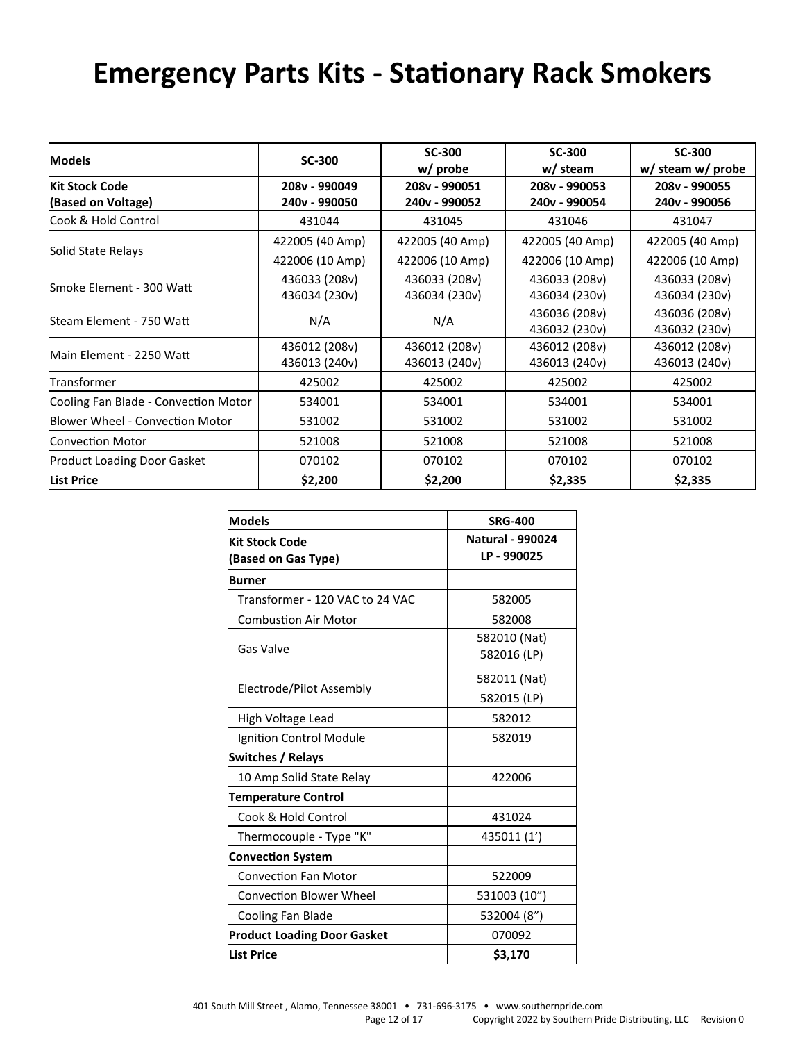# Emergency Parts Kits - Stationary Rack Smokers

| **Models** | **SC-300** | **SC-300 w/ probe** | **SC-300 w/ steam** | **SC-300 w/ steam w/ probe** |
|---|---|---|---|---|
| **Kit Stock Code (Based on Voltage)** | **208v - 990049 240v - 990050** | **208v - 990051 240v - 990052** | **208v - 990053 240v - 990054** | **208v - 990055 240v - 990056** |
| Cook & Hold Control | 431044 | 431045 | 431046 | 431047 |
| Solid State Relays | 422005 (40 Amp) 422006 (10 Amp) | 422005 (40 Amp) 422006 (10 Amp) | 422005 (40 Amp) 422006 (10 Amp) | 422005 (40 Amp) 422006 (10 Amp) |
| Smoke Element - 300 Watt | 436033 (208v) 436034 (230v) | 436033 (208v) 436034 (230v) | 436033 (208v) 436034 (230v) | 436033 (208v) 436034 (230v) |
| Steam Element - 750 Watt | N/A | N/A | 436036 (208v) 436032 (230v) | 436036 (208v) 436032 (230v) |
| Main Element - 2250 Watt | 436012 (208v) 436013 (240v) | 436012 (208v) 436013 (240v) | 436012 (208v) 436013 (240v) | 436012 (208v) 436013 (240v) |
| Transformer | 425002 | 425002 | 425002 | 425002 |
| Cooling Fan Blade - Convection Motor | 534001 | 534001 | 534001 | 534001 |
| Blower Wheel - Convection Motor | 531002 | 531002 | 531002 | 531002 |
| Convection Motor | 521008 | 521008 | 521008 | 521008 |
| Product Loading Door Gasket | 070102 | 070102 | 070102 | 070102 |
| **List Price** | **$2,200** | **$2,200** | **$2,335** | **$2,335** |

| **Models** | **SRG-400** |
|---|---|
| **Kit Stock Code (Based on Gas Type)** | **Natural - 990024 LP - 990025** |
| **Burner** | |
| Transformer - 120 VAC to 24 VAC | 582005 |
| Combustion Air Motor | 582008 |
| Gas Valve | 582010 (Nat) 582016 (LP) |
| Electrode/Pilot Assembly | 582011 (Nat) 582015 (LP) |
| High Voltage Lead | 582012 |
| Ignition Control Module | 582019 |
| **Switches / Relays** | |
| 10 Amp Solid State Relay | 422006 |
| **Temperature Control** | |
| Cook & Hold Control | 431024 |
| Thermocouple - Type "K" | 435011 (1’) |
| **Convection System** | |
| Convection Fan Motor | 522009 |
| Convection Blower Wheel | 531003 (10”) |
| Cooling Fan Blade | 532004 (8”) |
| **Product Loading Door Gasket** | 070092 |
| **List Price** | **$3,170** |

401 South Mill Street , Alamo, Tennessee 38001 • 731-696-3175 • www.southernpride.com

Copyright 2022 by Southern Pride Distributing, LLC Revision 0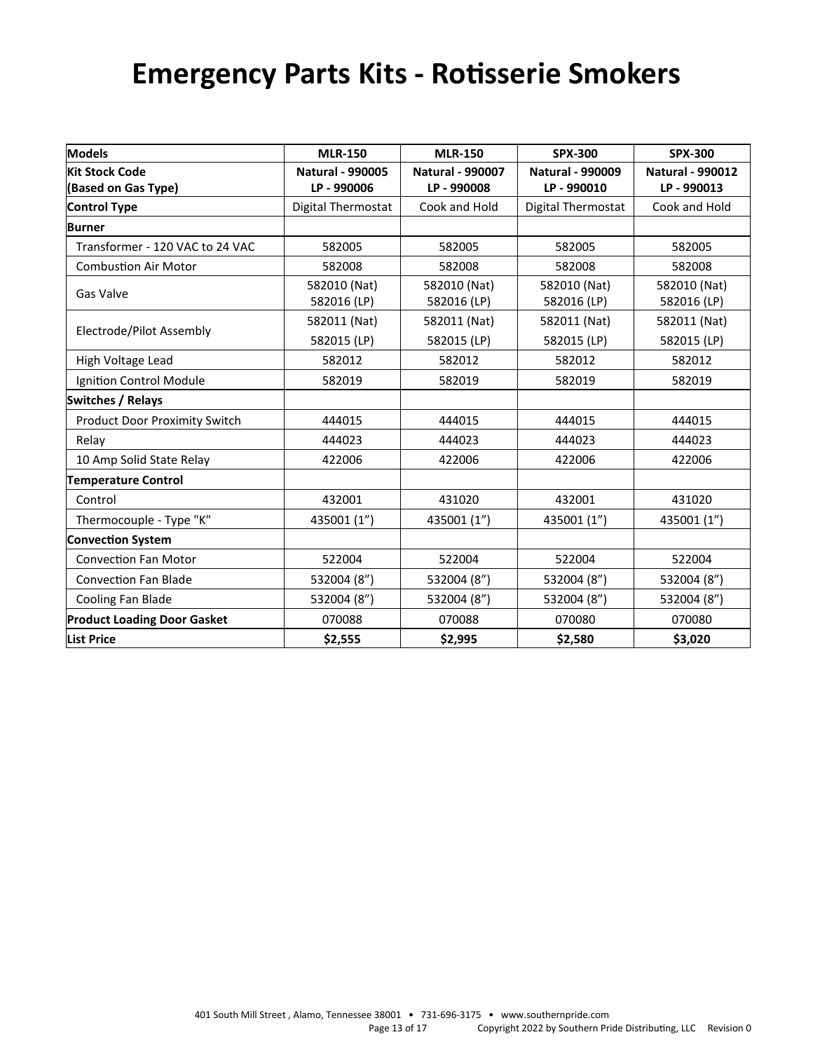# Emergency Parts Kits - Rotisserie Smokers

| **Models** | **MLR-150** | **MLR-150** | **SPX-300** | **SPX-300** |
|---|---|---|---|---|
| **Kit Stock Code (Based on Gas Type)** | **Natural - 990005 LP - 990006** | **Natural - 990007 LP - 990008** | **Natural - 990009 LP - 990010** | **Natural - 990012 LP - 990013** |
| **Control Type** | Digital Thermostat | Cook and Hold | Digital Thermostat | Cook and Hold |
| **Burner** | | | | |
| Transformer - 120 VAC to 24 VAC | 582005 | 582005 | 582005 | 582005 |
| Combustion Air Motor | 582008 | 582008 | 582008 | 582008 |
| Gas Valve | 582010 (Nat) 582016 (LP) | 582010 (Nat) 582016 (LP) | 582010 (Nat) 582016 (LP) | 582010 (Nat) 582016 (LP) |
| Electrode/Pilot Assembly | 582011 (Nat) 582015 (LP) | 582011 (Nat) 582015 (LP) | 582011 (Nat) 582015 (LP) | 582011 (Nat) 582015 (LP) |
| High Voltage Lead | 582012 | 582012 | 582012 | 582012 |
| Ignition Control Module | 582019 | 582019 | 582019 | 582019 |
| **Switches / Relays** | | | | |
| Product Door Proximity Switch | 444015 | 444015 | 444015 | 444015 |
| Relay | 444023 | 444023 | 444023 | 444023 |
| 10 Amp Solid State Relay | 422006 | 422006 | 422006 | 422006 |
| **Temperature Control** | | | | |
| Control | 432001 | 431020 | 432001 | 431020 |
| Thermocouple - Type "K" | 435001 (1”) | 435001 (1”) | 435001 (1”) | 435001 (1”) |
| **Convection System** | | | | |
| Convection Fan Motor | 522004 | 522004 | 522004 | 522004 |
| Convection Fan Blade | 532004 (8”) | 532004 (8”) | 532004 (8”) | 532004 (8”) |
| Cooling Fan Blade | 532004 (8”) | 532004 (8”) | 532004 (8”) | 532004 (8”) |
| **Product Loading Door Gasket** | 070088 | 070088 | 070080 | 070080 |
| **List Price** | **$2,555** | **$2,995** | **$2,580** | **$3,020** |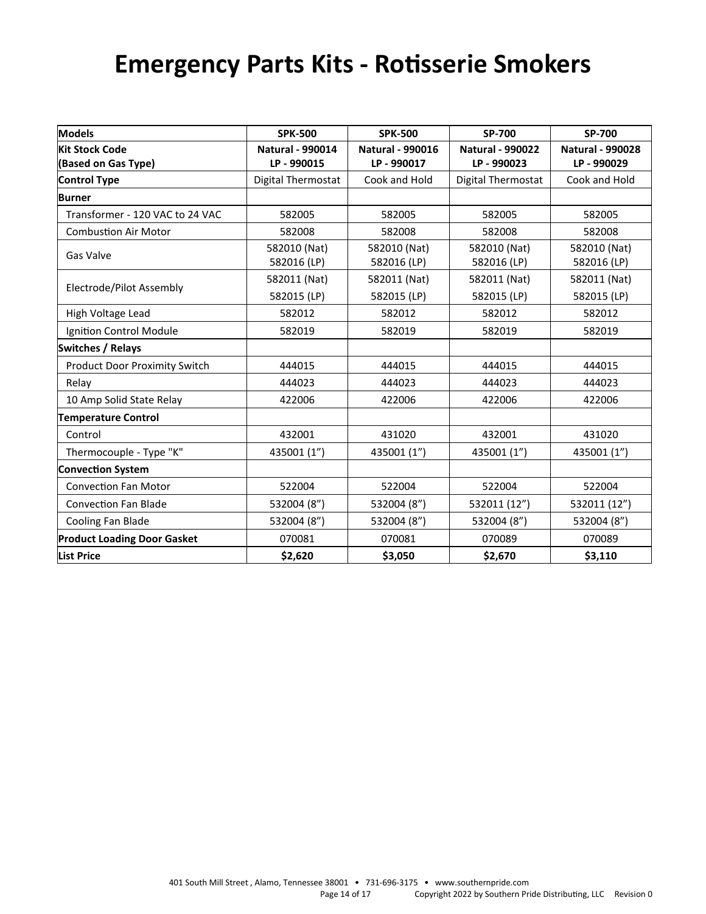# Emergency Parts Kits - Rotisserie Smokers

| **Models** | **SPK-500** | **SPK-500** | **SP-700** | **SP-700** |
|---|---|---|---|---|
| **Kit Stock Code (Based on Gas Type)** | **Natural - 990014 LP - 990015** | **Natural - 990016 LP - 990017** | **Natural - 990022 LP - 990023** | **Natural - 990028 LP - 990029** |
| **Control Type** | Digital Thermostat | Cook and Hold | Digital Thermostat | Cook and Hold |
| **Burner** | | | | |
| Transformer - 120 VAC to 24 VAC | 582005 | 582005 | 582005 | 582005 |
| Combustion Air Motor | 582008 | 582008 | 582008 | 582008 |
| Gas Valve | 582010 (Nat) 582016 (LP) | 582010 (Nat) 582016 (LP) | 582010 (Nat) 582016 (LP) | 582010 (Nat) 582016 (LP) |
| Electrode/Pilot Assembly | 582011 (Nat) 582015 (LP) | 582011 (Nat) 582015 (LP) | 582011 (Nat) 582015 (LP) | 582011 (Nat) 582015 (LP) |
| High Voltage Lead | 582012 | 582012 | 582012 | 582012 |
| Ignition Control Module | 582019 | 582019 | 582019 | 582019 |
| **Switches / Relays** | | | | |
| Product Door Proximity Switch | 444015 | 444015 | 444015 | 444015 |
| Relay | 444023 | 444023 | 444023 | 444023 |
| 10 Amp Solid State Relay | 422006 | 422006 | 422006 | 422006 |
| **Temperature Control** | | | | |
| Control | 432001 | 431020 | 432001 | 431020 |
| Thermocouple - Type "K" | 435001 (1”) | 435001 (1”) | 435001 (1”) | 435001 (1”) |
| **Convection System** | | | | |
| Convection Fan Motor | 522004 | 522004 | 522004 | 522004 |
| Convection Fan Blade | 532004 (8”) | 532004 (8”) | 532011 (12”) | 532011 (12”) |
| Cooling Fan Blade | 532004 (8”) | 532004 (8”) | 532004 (8”) | 532004 (8”) |
| **Product Loading Door Gasket** | 070081 | 070081 | 070089 | 070089 |
| **List Price** | **$2,620** | **$3,050** | **$2,670** | **$3,110** |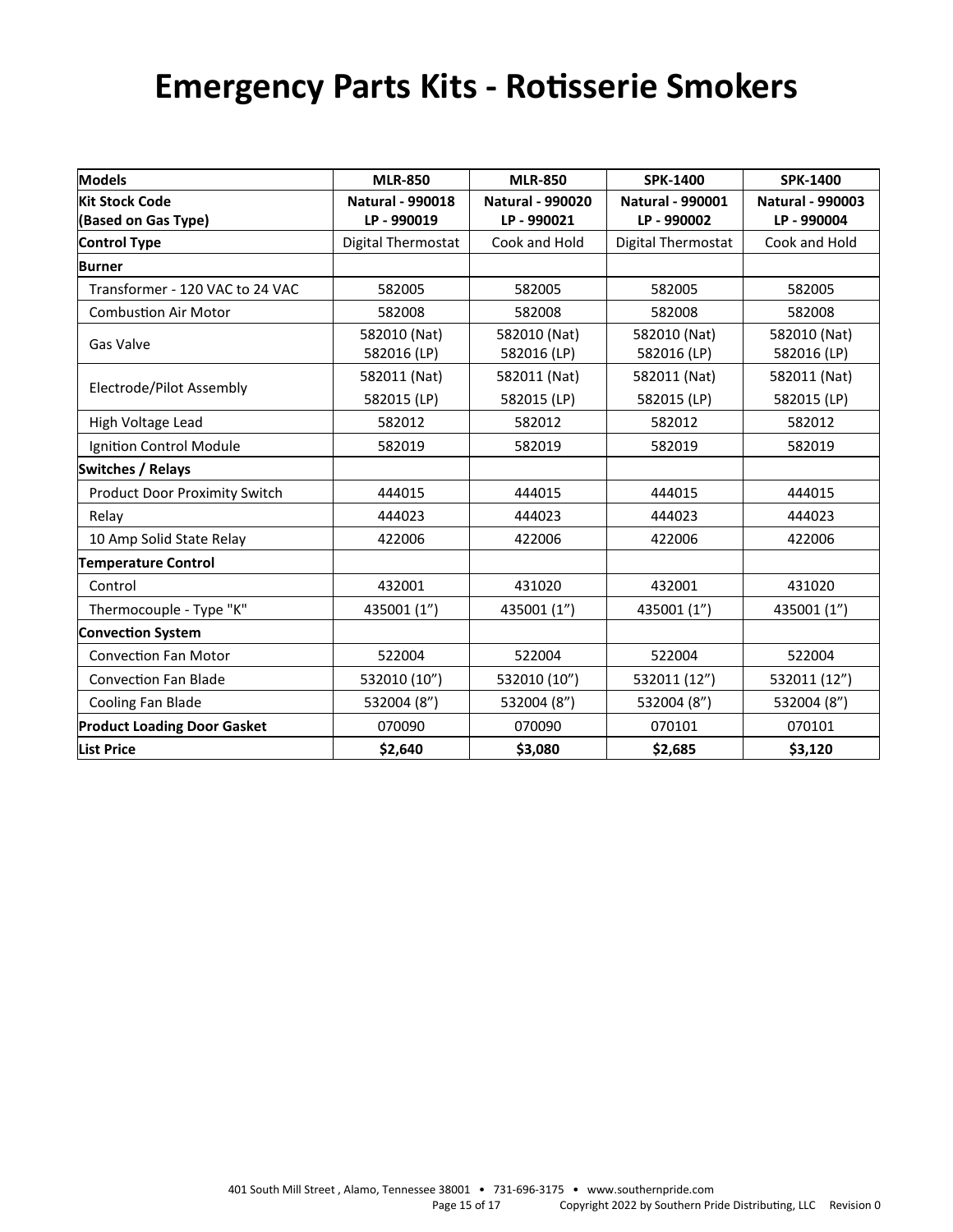# Emergency Parts Kits - Rotisserie Smokers

| **Models** | **MLR-850** | **MLR-850** | **SPK-1400** | **SPK-1400** |
|---|---|---|---|---|
| **Kit Stock Code (Based on Gas Type)** | **Natural - 990018 LP - 990019** | **Natural - 990020 LP - 990021** | **Natural - 990001 LP - 990002** | **Natural - 990003 LP - 990004** |
| **Control Type** | Digital Thermostat | Cook and Hold | Digital Thermostat | Cook and Hold |
| **Burner** | | | | |
| Transformer - 120 VAC to 24 VAC | 582005 | 582005 | 582005 | 582005 |
| Combustion Air Motor | 582008 | 582008 | 582008 | 582008 |
| Gas Valve | 582010 (Nat) 582016 (LP) | 582010 (Nat) 582016 (LP) | 582010 (Nat) 582016 (LP) | 582010 (Nat) 582016 (LP) |
| Electrode/Pilot Assembly | 582011 (Nat) 582015 (LP) | 582011 (Nat) 582015 (LP) | 582011 (Nat) 582015 (LP) | 582011 (Nat) 582015 (LP) |
| High Voltage Lead | 582012 | 582012 | 582012 | 582012 |
| Ignition Control Module | 582019 | 582019 | 582019 | 582019 |
| **Switches / Relays** | | | | |
| Product Door Proximity Switch | 444015 | 444015 | 444015 | 444015 |
| Relay | 444023 | 444023 | 444023 | 444023 |
| 10 Amp Solid State Relay | 422006 | 422006 | 422006 | 422006 |
| **Temperature Control** | | | | |
| Control | 432001 | 431020 | 432001 | 431020 |
| Thermocouple - Type "K" | 435001 (1") | 435001 (1") | 435001 (1") | 435001 (1") |
| **Convection System** | | | | |
| Convection Fan Motor | 522004 | 522004 | 522004 | 522004 |
| Convection Fan Blade | 532010 (10") | 532010 (10") | 532011 (12") | 532011 (12") |
| Cooling Fan Blade | 532004 (8") | 532004 (8") | 532004 (8") | 532004 (8") |
| **Product Loading Door Gasket** | 070090 | 070090 | 070101 | 070101 |
| **List Price** | **$2,640** | **$3,080** | **$2,685** | **$3,120** |

401 South Mill Street , Alamo, Tennessee 38001 • 731-696-3175 • www.southernpride.com

Copyright 2022 by Southern Pride Distributing, LLC Revision 0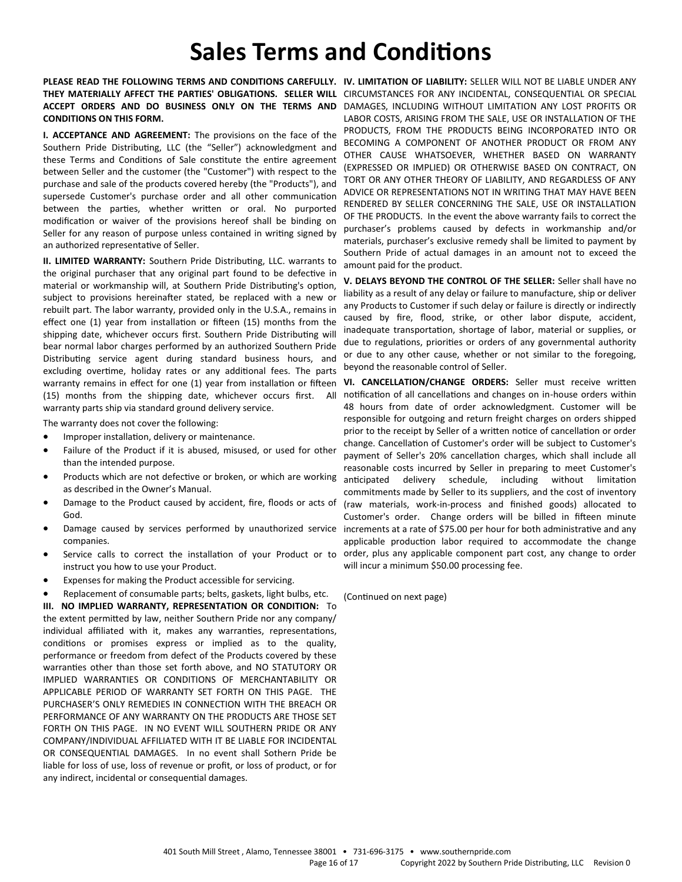# Sales Terms and Conditions

**PLEASE READ THE FOLLOWING TERMS AND CONDITIONS CAREFULLY. THEY MATERIALLY AFFECT THE PARTIES' OBLIGATIONS. SELLER WILL ACCEPT ORDERS AND DO BUSINESS ONLY ON THE TERMS AND CONDITIONS ON THIS FORM.**

**I. ACCEPTANCE AND AGREEMENT:** The provisions on the face of the Southern Pride Distributing, LLC (the "Seller") acknowledgment and these Terms and Conditions of Sale constitute the entire agreement between Seller and the customer (the "Customer") with respect to the purchase and sale of the products covered hereby (the "Products"), and supersede Customer's purchase order and all other communication between the parties, whether written or oral. No purported modification or waiver of the provisions hereof shall be binding on Seller for any reason of purpose unless contained in writing signed by an authorized representative of Seller.

**II. LIMITED WARRANTY:** Southern Pride Distributing, LLC. warrants to the original purchaser that any original part found to be defective in material or workmanship will, at Southern Pride Distributing's option, subject to provisions hereinafter stated, be replaced with a new or rebuilt part. The labor warranty, provided only in the U.S.A., remains in effect one (1) year from installation or fifteen (15) months from the shipping date, whichever occurs first. Southern Pride Distributing will bear normal labor charges performed by an authorized Southern Pride Distributing service agent during standard business hours, and excluding overtime, holiday rates or any additional fees. The parts warranty remains in effect for one (1) year from installation or fifteen (15) months from the shipping date, whichever occurs first. All warranty parts ship via standard ground delivery service.

The warranty does not cover the following:

- Improper installation, delivery or maintenance.
- Failure of the Product if it is abused, misused, or used for other than the intended purpose.
- Products which are not defective or broken, or which are working as described in the Owner's Manual.
- Damage to the Product caused by accident, fire, floods or acts of God.
- Damage caused by services performed by unauthorized service companies.
- Service calls to correct the installation of your Product or to instruct you how to use your Product.
- Expenses for making the Product accessible for servicing.
- Replacement of consumable parts; belts, gaskets, light bulbs, etc.

**III. NO IMPLIED WARRANTY, REPRESENTATION OR CONDITION:** To the extent permitted by law, neither Southern Pride nor any company/ individual affiliated with it, makes any warranties, representations, conditions or promises express or implied as to the quality, performance or freedom from defect of the Products covered by these warranties other than those set forth above, and NO STATUTORY OR IMPLIED WARRANTIES OR CONDITIONS OF MERCHANTABILITY OR APPLICABLE PERIOD OF WARRANTY SET FORTH ON THIS PAGE. THE PURCHASER'S ONLY REMEDIES IN CONNECTION WITH THE BREACH OR PERFORMANCE OF ANY WARRANTY ON THE PRODUCTS ARE THOSE SET FORTH ON THIS PAGE. IN NO EVENT WILL SOUTHERN PRIDE OR ANY COMPANY/INDIVIDUAL AFFILIATED WITH IT BE LIABLE FOR INCIDENTAL OR CONSEQUENTIAL DAMAGES. In no event shall Sothern Pride be liable for loss of use, loss of revenue or profit, or loss of product, or for any indirect, incidental or consequential damages.

**IV. LIMITATION OF LIABILITY:** SELLER WILL NOT BE LIABLE UNDER ANY CIRCUMSTANCES FOR ANY INCIDENTAL, CONSEQUENTIAL OR SPECIAL DAMAGES, INCLUDING WITHOUT LIMITATION ANY LOST PROFITS OR LABOR COSTS, ARISING FROM THE SALE, USE OR INSTALLATION OF THE PRODUCTS, FROM THE PRODUCTS BEING INCORPORATED INTO OR BECOMING A COMPONENT OF ANOTHER PRODUCT OR FROM ANY OTHER CAUSE WHATSOEVER, WHETHER BASED ON WARRANTY (EXPRESSED OR IMPLIED) OR OTHERWISE BASED ON CONTRACT, ON TORT OR ANY OTHER THEORY OF LIABILITY, AND REGARDLESS OF ANY ADVICE OR REPRESENTATIONS NOT IN WRITING THAT MAY HAVE BEEN RENDERED BY SELLER CONCERNING THE SALE, USE OR INSTALLATION OF THE PRODUCTS. In the event the above warranty fails to correct the purchaser's problems caused by defects in workmanship and/or materials, purchaser's exclusive remedy shall be limited to payment by Southern Pride of actual damages in an amount not to exceed the amount paid for the product.

**V. DELAYS BEYOND THE CONTROL OF THE SELLER:** Seller shall have no liability as a result of any delay or failure to manufacture, ship or deliver any Products to Customer if such delay or failure is directly or indirectly caused by fire, flood, strike, or other labor dispute, accident, inadequate transportation, shortage of labor, material or supplies, or due to regulations, priorities or orders of any governmental authority or due to any other cause, whether or not similar to the foregoing, beyond the reasonable control of Seller.

**VI. CANCELLATION/CHANGE ORDERS:** Seller must receive written notification of all cancellations and changes on in-house orders within 48 hours from date of order acknowledgment. Customer will be responsible for outgoing and return freight charges on orders shipped prior to the receipt by Seller of a written notice of cancellation or order change. Cancellation of Customer's order will be subject to Customer's payment of Seller's 20% cancellation charges, which shall include all reasonable costs incurred by Seller in preparing to meet Customer's anticipated delivery schedule, including without limitation commitments made by Seller to its suppliers, and the cost of inventory (raw materials, work-in-process and finished goods) allocated to Customer's order. Change orders will be billed in fifteen minute increments at a rate of $75.00 per hour for both administrative and any applicable production labor required to accommodate the change order, plus any applicable component part cost, any change to order will incur a minimum $50.00 processing fee.

(Continued on next page)

401 South Mill Street , Alamo, Tennessee 38001 • 731-696-3175 • www.southernpride.com

Copyright 2022 by Southern Pride Distributing, LLC Revision 0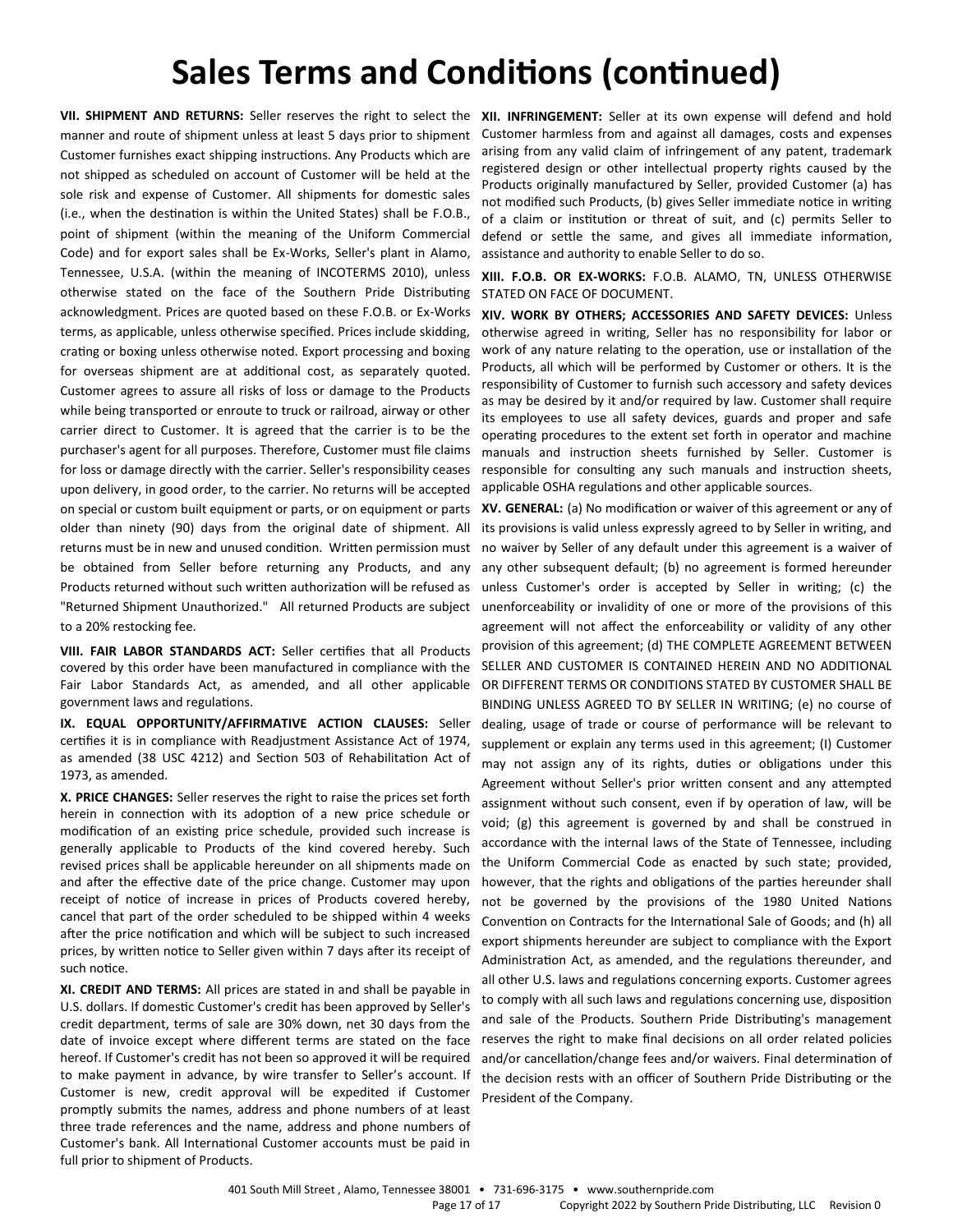# Sales Terms and Conditions (continued)

**VII. SHIPMENT AND RETURNS:** Seller reserves the right to select the manner and route of shipment unless at least 5 days prior to shipment Customer furnishes exact shipping instructions. Any Products which are not shipped as scheduled on account of Customer will be held at the sole risk and expense of Customer. All shipments for domestic sales (i.e., when the destination is within the United States) shall be F.O.B., point of shipment (within the meaning of the Uniform Commercial Code) and for export sales shall be Ex-Works, Seller's plant in Alamo, Tennessee, U.S.A. (within the meaning of INCOTERMS 2010), unless otherwise stated on the face of the Southern Pride Distributing acknowledgment. Prices are quoted based on these F.O.B. or Ex-Works terms, as applicable, unless otherwise specified. Prices include skidding, crating or boxing unless otherwise noted. Export processing and boxing for overseas shipment are at additional cost, as separately quoted. Customer agrees to assure all risks of loss or damage to the Products while being transported or enroute to truck or railroad, airway or other carrier direct to Customer. It is agreed that the carrier is to be the purchaser's agent for all purposes. Therefore, Customer must file claims for loss or damage directly with the carrier. Seller's responsibility ceases upon delivery, in good order, to the carrier. No returns will be accepted on special or custom built equipment or parts, or on equipment or parts older than ninety (90) days from the original date of shipment. All returns must be in new and unused condition. Written permission must be obtained from Seller before returning any Products, and any Products returned without such written authorization will be refused as "Returned Shipment Unauthorized." All returned Products are subject to a 20% restocking fee.

**VIII. FAIR LABOR STANDARDS ACT:** Seller certifies that all Products covered by this order have been manufactured in compliance with the Fair Labor Standards Act, as amended, and all other applicable government laws and regulations.

**IX. EQUAL OPPORTUNITY/AFFIRMATIVE ACTION CLAUSES:** Seller certifies it is in compliance with Readjustment Assistance Act of 1974, as amended (38 USC 4212) and Section 503 of Rehabilitation Act of 1973, as amended.

**X. PRICE CHANGES:** Seller reserves the right to raise the prices set forth herein in connection with its adoption of a new price schedule or modification of an existing price schedule, provided such increase is generally applicable to Products of the kind covered hereby. Such revised prices shall be applicable hereunder on all shipments made on and after the effective date of the price change. Customer may upon receipt of notice of increase in prices of Products covered hereby, cancel that part of the order scheduled to be shipped within 4 weeks after the price notification and which will be subject to such increased prices, by written notice to Seller given within 7 days after its receipt of such notice.

**XI. CREDIT AND TERMS:** All prices are stated in and shall be payable in U.S. dollars. If domestic Customer's credit has been approved by Seller's credit department, terms of sale are 30% down, net 30 days from the date of invoice except where different terms are stated on the face hereof. If Customer's credit has not been so approved it will be required to make payment in advance, by wire transfer to Seller's account. If Customer is new, credit approval will be expedited if Customer promptly submits the names, address and phone numbers of at least three trade references and the name, address and phone numbers of Customer's bank. All International Customer accounts must be paid in full prior to shipment of Products.

**XII. INFRINGEMENT:** Seller at its own expense will defend and hold Customer harmless from and against all damages, costs and expenses arising from any valid claim of infringement of any patent, trademark registered design or other intellectual property rights caused by the Products originally manufactured by Seller, provided Customer (a) has not modified such Products, (b) gives Seller immediate notice in writing of a claim or institution or threat of suit, and (c) permits Seller to defend or settle the same, and gives all immediate information, assistance and authority to enable Seller to do so.

**XIII. F.O.B. OR EX-WORKS:** F.O.B. ALAMO, TN, UNLESS OTHERWISE STATED ON FACE OF DOCUMENT.

**XIV. WORK BY OTHERS; ACCESSORIES AND SAFETY DEVICES:** Unless otherwise agreed in writing, Seller has no responsibility for labor or work of any nature relating to the operation, use or installation of the Products, all which will be performed by Customer or others. It is the responsibility of Customer to furnish such accessory and safety devices as may be desired by it and/or required by law. Customer shall require its employees to use all safety devices, guards and proper and safe operating procedures to the extent set forth in operator and machine manuals and instruction sheets furnished by Seller. Customer is responsible for consulting any such manuals and instruction sheets, applicable OSHA regulations and other applicable sources.

**XV. GENERAL:** (a) No modification or waiver of this agreement or any of its provisions is valid unless expressly agreed to by Seller in writing, and no waiver by Seller of any default under this agreement is a waiver of any other subsequent default; (b) no agreement is formed hereunder unless Customer's order is accepted by Seller in writing; (c) the unenforceability or invalidity of one or more of the provisions of this agreement will not affect the enforceability or validity of any other provision of this agreement; (d) THE COMPLETE AGREEMENT BETWEEN SELLER AND CUSTOMER IS CONTAINED HEREIN AND NO ADDITIONAL OR DIFFERENT TERMS OR CONDITIONS STATED BY CUSTOMER SHALL BE BINDING UNLESS AGREED TO BY SELLER IN WRITING; (e) no course of dealing, usage of trade or course of performance will be relevant to supplement or explain any terms used in this agreement; (I) Customer may not assign any of its rights, duties or obligations under this Agreement without Seller's prior written consent and any attempted assignment without such consent, even if by operation of law, will be void; (g) this agreement is governed by and shall be construed in accordance with the internal laws of the State of Tennessee, including the Uniform Commercial Code as enacted by such state; provided, however, that the rights and obligations of the parties hereunder shall not be governed by the provisions of the 1980 United Nations Convention on Contracts for the International Sale of Goods; and (h) all export shipments hereunder are subject to compliance with the Export Administration Act, as amended, and the regulations thereunder, and all other U.S. laws and regulations concerning exports. Customer agrees to comply with all such laws and regulations concerning use, disposition and sale of the Products. Southern Pride Distributing's management reserves the right to make final decisions on all order related policies and/or cancellation/change fees and/or waivers. Final determination of the decision rests with an officer of Southern Pride Distributing or the President of the Company.

401 South Mill Street , Alamo, Tennessee 38001 • 731-696-3175 • www.southernpride.com

Copyright 2022 by Southern Pride Distributing, LLC Revision 0